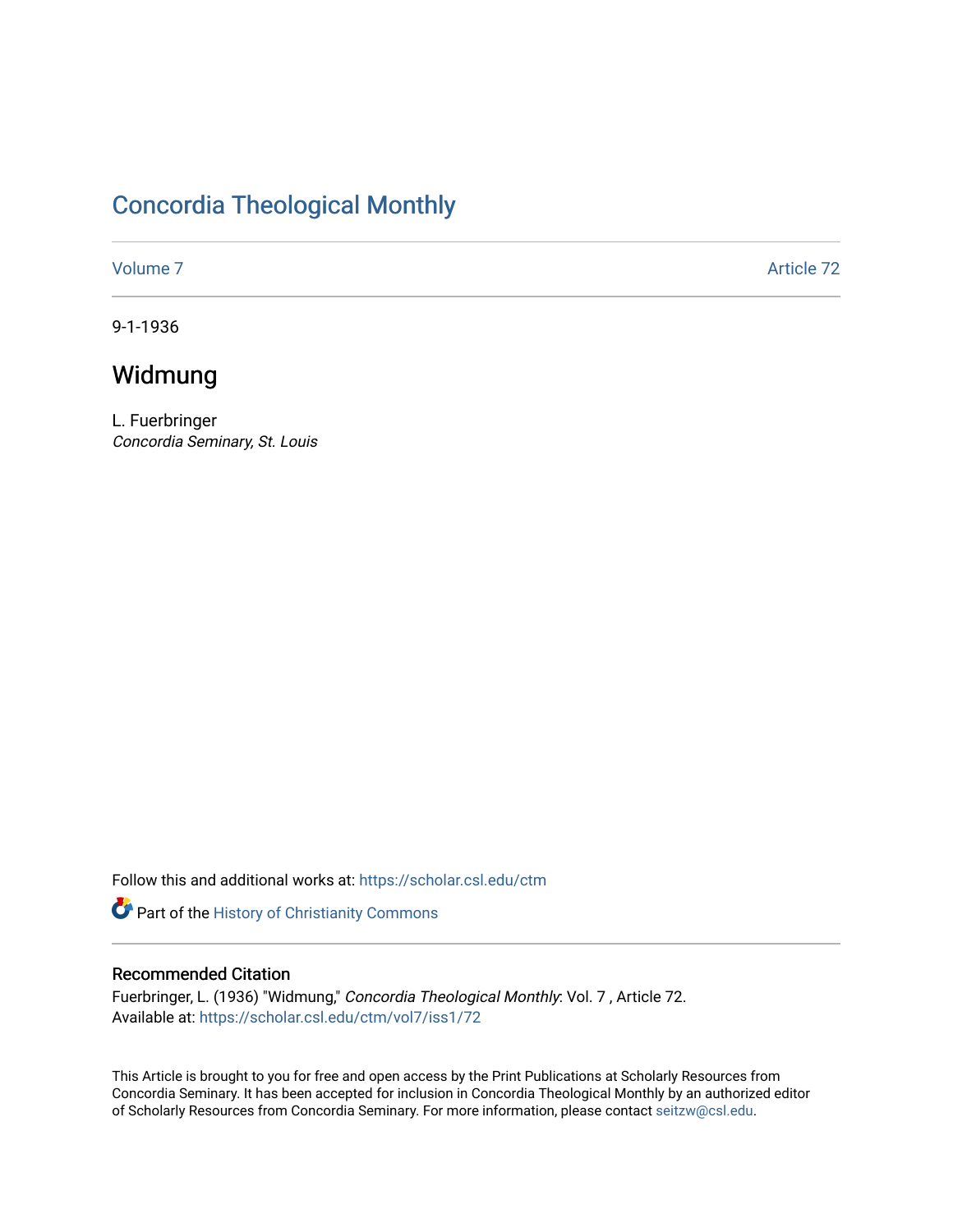# Concordia Theological Monthly

Volume 7 | Article 72

9-1-1936

## Widmung

L. Fuerbringer
*Concordia Seminary, St. Louis*

Follow this and additional works at: https://scholar.csl.edu/ctm

Part of the History of Christianity Commons

### Recommended Citation

Fuerbringer, L. (1936) "Widmung," *Concordia Theological Monthly*: Vol. 7 , Article 72.
Available at: https://scholar.csl.edu/ctm/vol7/iss1/72

This Article is brought to you for free and open access by the Print Publications at Scholarly Resources from Concordia Seminary. It has been accepted for inclusion in Concordia Theological Monthly by an authorized editor of Scholarly Resources from Concordia Seminary. For more information, please contact seitzw@csl.edu.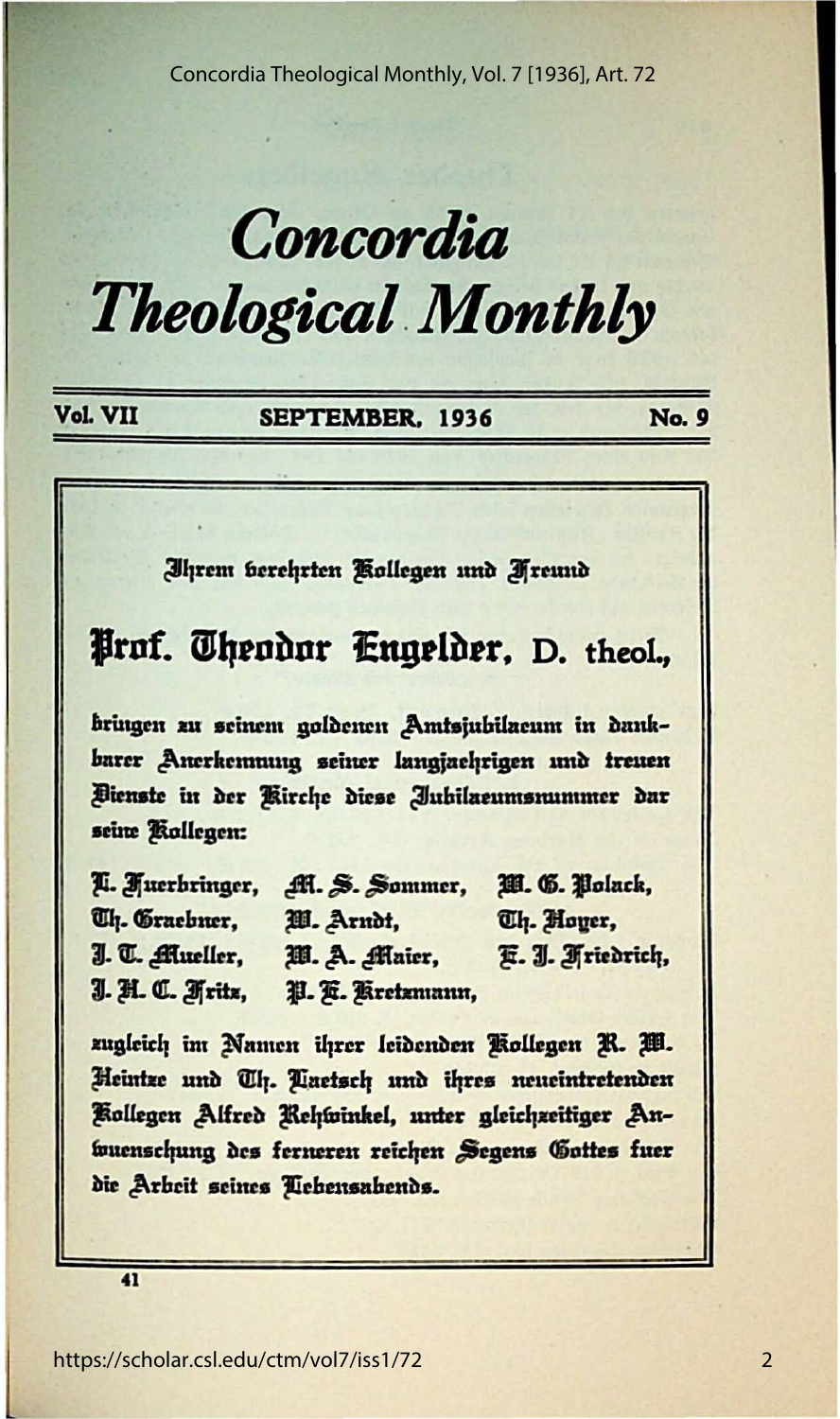# Concordia Theological Monthly

Vol. VII SEPTEMBER, 1936 No. 9

Ihrem verehrten Kollegen und Freund

## Prof. Theodor Engelder, D. theol.,

bringen zu seinem goldenen Amtsjubilaeum in dankbarer Anerkennung seiner langjaehrigen und treuen Dienste in der Kirche diese Jubilaeumsnummer dar seine Kollegen:

| | | |
|---|---|---|
| L. Fuerbringer, | M. S. Sommer, | W. G. Polack, |
| Th. Graebner, | W. Arndt, | Th. Hoyer, |
| J. T. Mueller, | W. A. Maier, | E. J. Friedrich, |
| J. H. C. Fritz, | P. E. Kretzmann, | |

zugleich im Namen ihrer leidenden Kollegen R. W. Heintze und Th. Laetsch und ihres neueintretenden Kollegen Alfred Rehwinkel, unter gleichzeitiger Anwuenschung des ferneren reichen Segens Gottes fuer die Arbeit seines Lebensabends.